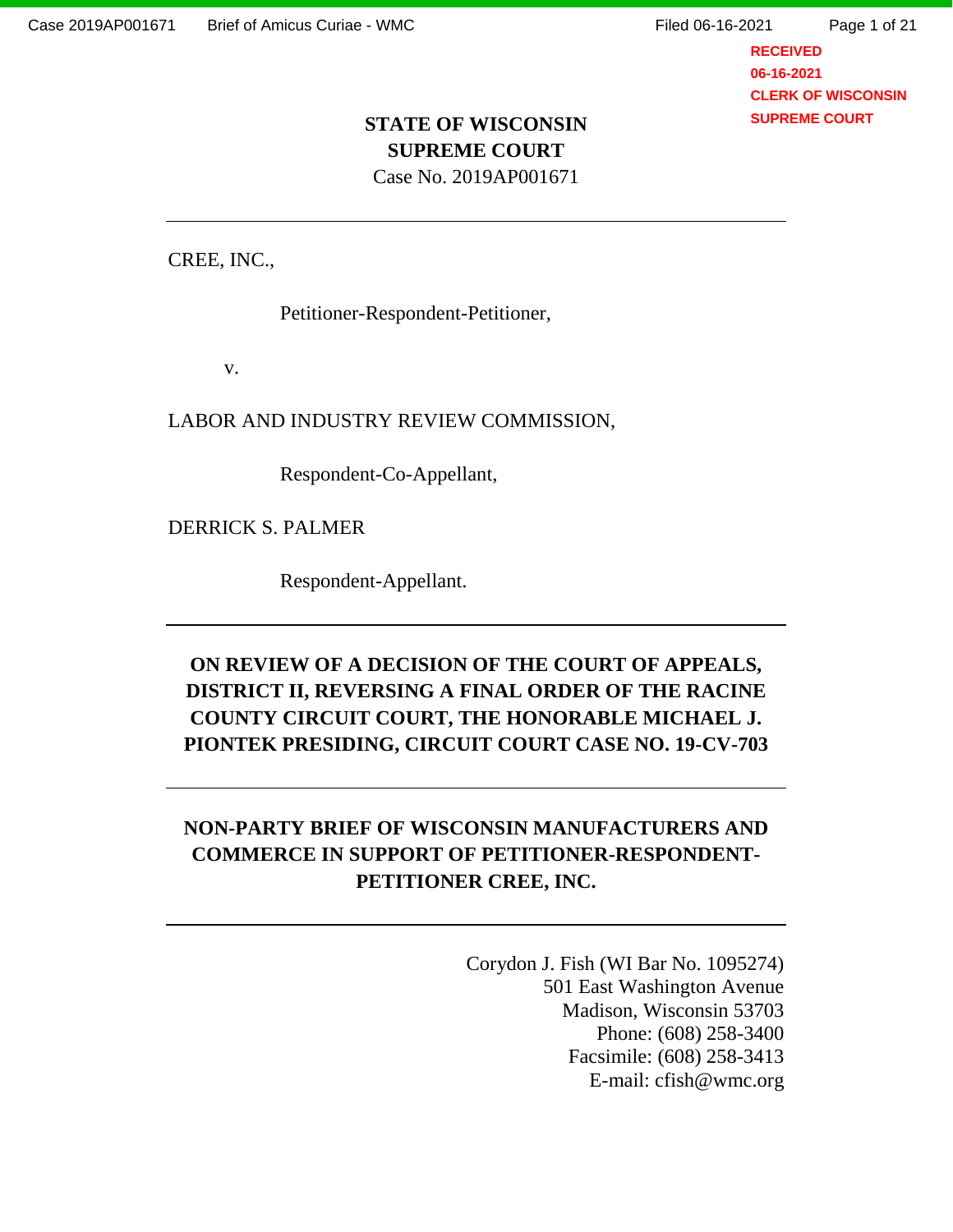RECEIVED
06-16-2021
CLERK OF WISCONSIN
SUPREME COURT

**STATE OF WISCONSIN**
**SUPREME COURT**
Case No. 2019AP001671

---

CREE, INC.,

Petitioner-Respondent-Petitioner,

v.

LABOR AND INDUSTRY REVIEW COMMISSION,

Respondent-Co-Appellant,

DERRICK S. PALMER

Respondent-Appellant.

---

**ON REVIEW OF A DECISION OF THE COURT OF APPEALS, DISTRICT II, REVERSING A FINAL ORDER OF THE RACINE COUNTY CIRCUIT COURT, THE HONORABLE MICHAEL J. PIONTEK PRESIDING, CIRCUIT COURT CASE NO. 19-CV-703**

---

**NON-PARTY BRIEF OF WISCONSIN MANUFACTURERS AND COMMERCE IN SUPPORT OF PETITIONER-RESPONDENT-PETITIONER CREE, INC.**

---

Corydon J. Fish (WI Bar No. 1095274)
501 East Washington Avenue
Madison, Wisconsin 53703
Phone: (608) 258-3400
Facsimile: (608) 258-3413
E-mail: cfish@wmc.org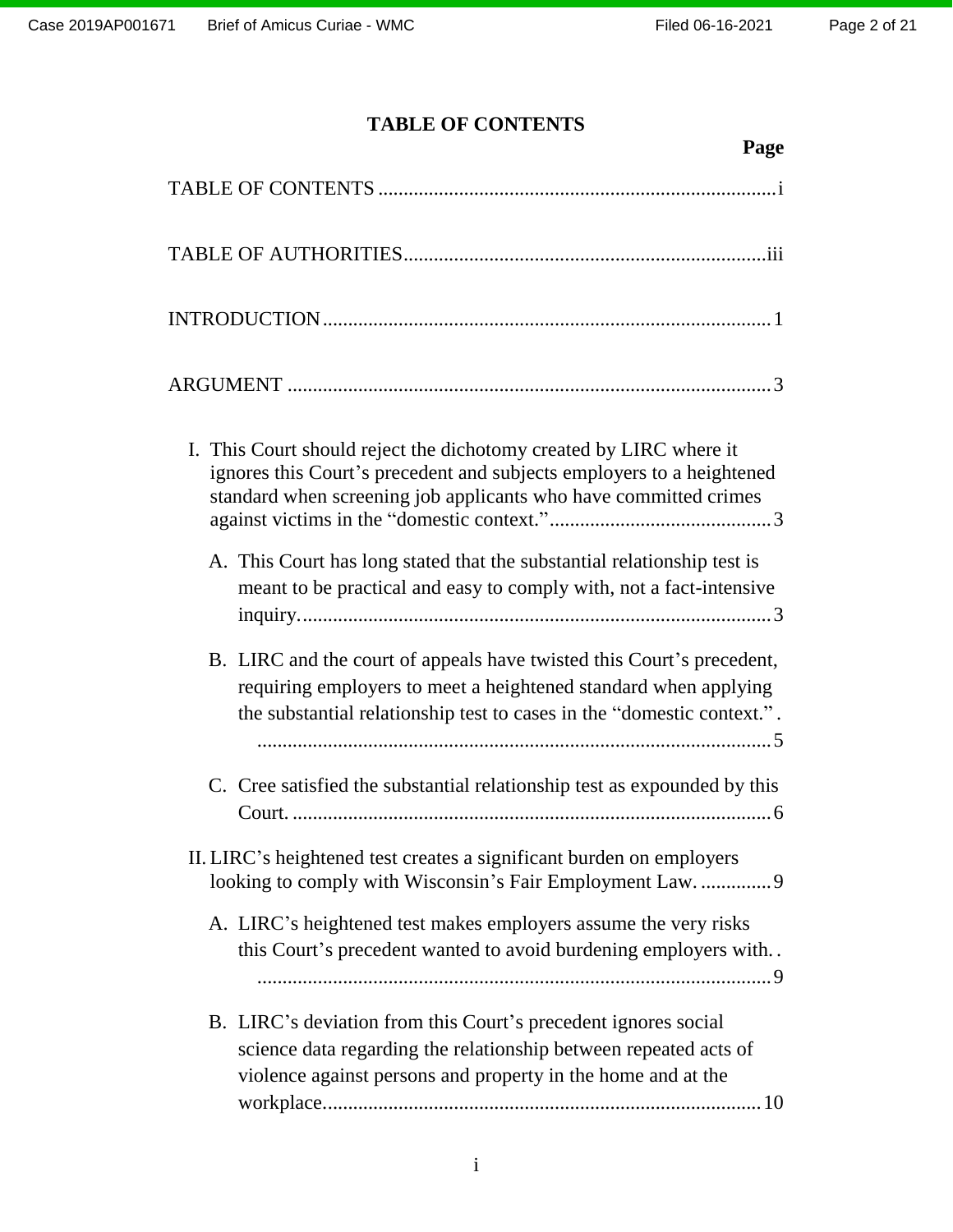# TABLE OF CONTENTS

**Page**

TABLE OF CONTENTS ............................................................................... i

TABLE OF AUTHORITIES ....................................................................... iii

INTRODUCTION ........................................................................................ 1

ARGUMENT ............................................................................................... 3

I. This Court should reject the dichotomy created by LIRC where it ignores this Court's precedent and subjects employers to a heightened standard when screening job applicants who have committed crimes against victims in the "domestic context." ............................................ 3

   A. This Court has long stated that the substantial relationship test is meant to be practical and easy to comply with, not a fact-intensive inquiry. ............................................................................................ 3

   B. LIRC and the court of appeals have twisted this Court's precedent, requiring employers to meet a heightened standard when applying the substantial relationship test to cases in the "domestic context." . ...................................................................................................... 5

   C. Cree satisfied the substantial relationship test as expounded by this Court. .............................................................................................. 6

II. LIRC's heightened test creates a significant burden on employers looking to comply with Wisconsin's Fair Employment Law. .............. 9

   A. LIRC's heightened test makes employers assume the very risks this Court's precedent wanted to avoid burdening employers with. . ...................................................................................................... 9

   B. LIRC's deviation from this Court's precedent ignores social science data regarding the relationship between repeated acts of violence against persons and property in the home and at the workplace. ...................................................................................... 10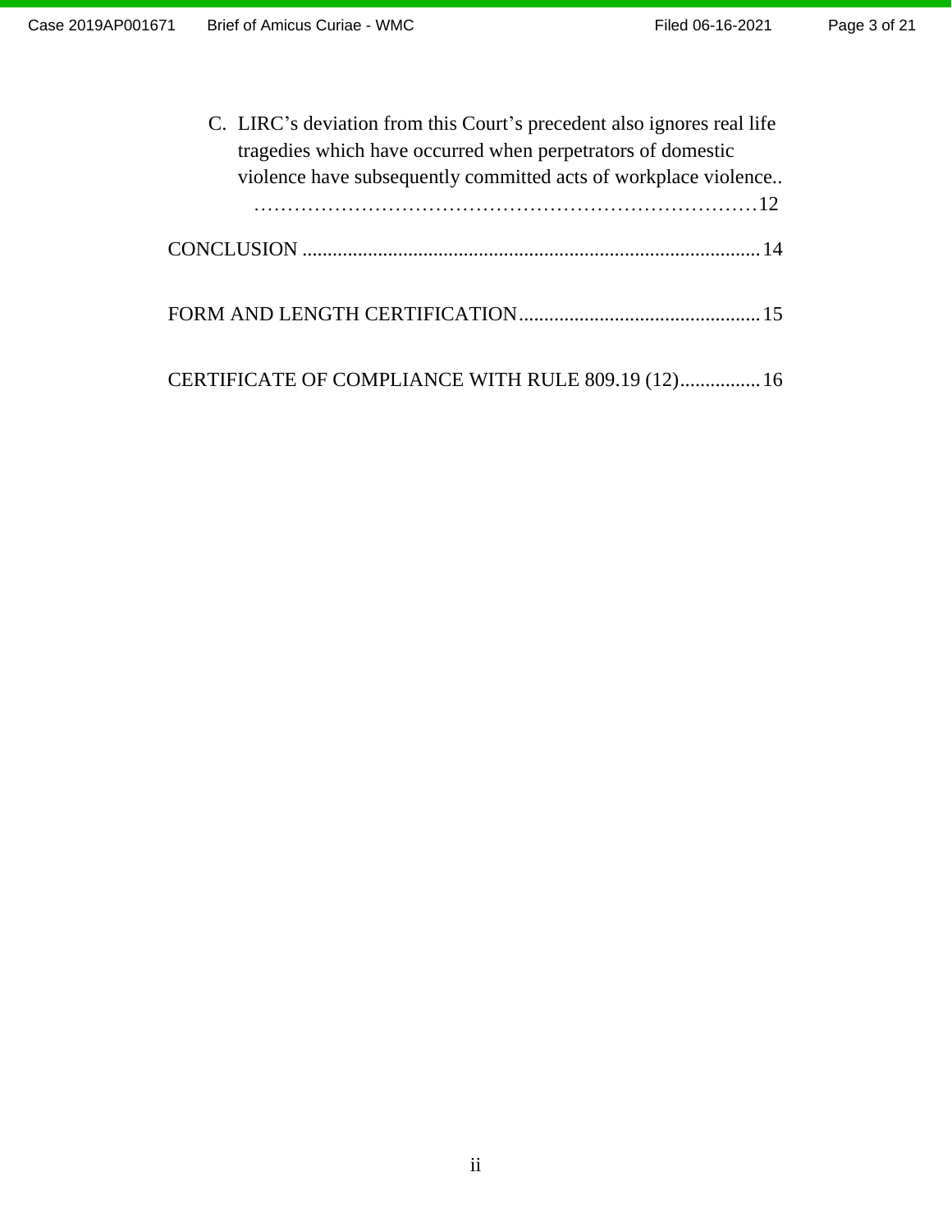C. LIRC's deviation from this Court's precedent also ignores real life tragedies which have occurred when perpetrators of domestic violence have subsequently committed acts of workplace violence.. ……………………………………………………………………12

CONCLUSION ........................................................................................... 14

FORM AND LENGTH CERTIFICATION................................................ 15

CERTIFICATE OF COMPLIANCE WITH RULE 809.19 (12)................ 16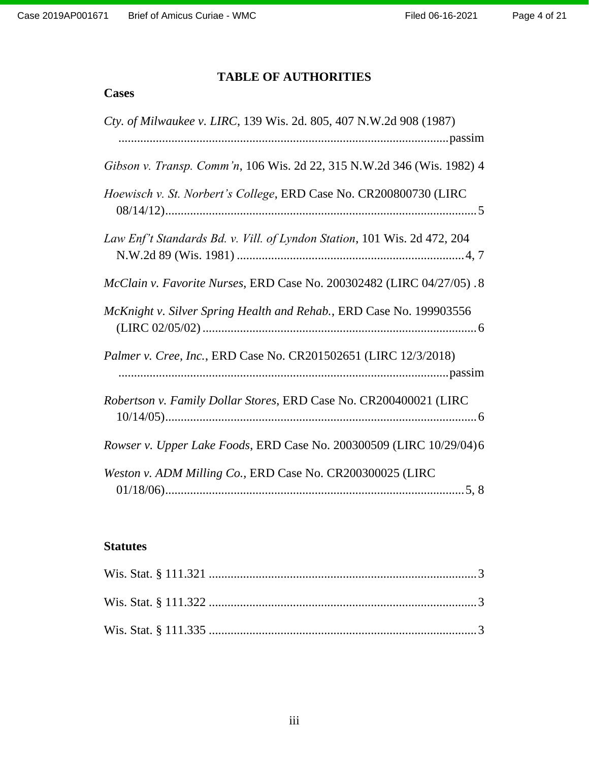# TABLE OF AUTHORITIES

## Cases

*Cty. of Milwaukee v. LIRC*, 139 Wis. 2d. 805, 407 N.W.2d 908 (1987) ..........passim

*Gibson v. Transp. Comm'n*, 106 Wis. 2d 22, 315 N.W.2d 346 (Wis. 1982) 4

*Hoewisch v. St. Norbert's College*, ERD Case No. CR200800730 (LIRC 08/14/12)..........5

*Law Enf't Standards Bd. v. Vill. of Lyndon Station*, 101 Wis. 2d 472, 204 N.W.2d 89 (Wis. 1981) ..........4, 7

*McClain v. Favorite Nurses*, ERD Case No. 200302482 (LIRC 04/27/05) .8

*McKnight v. Silver Spring Health and Rehab.*, ERD Case No. 199903556 (LIRC 02/05/02) ..........6

*Palmer v. Cree, Inc.*, ERD Case No. CR201502651 (LIRC 12/3/2018) ..........passim

*Robertson v. Family Dollar Stores*, ERD Case No. CR200400021 (LIRC 10/14/05)..........6

*Rowser v. Upper Lake Foods*, ERD Case No. 200300509 (LIRC 10/29/04)6

*Weston v. ADM Milling Co.*, ERD Case No. CR200300025 (LIRC 01/18/06)..........5, 8

## Statutes

Wis. Stat. § 111.321 ..........3

Wis. Stat. § 111.322 ..........3

Wis. Stat. § 111.335 ..........3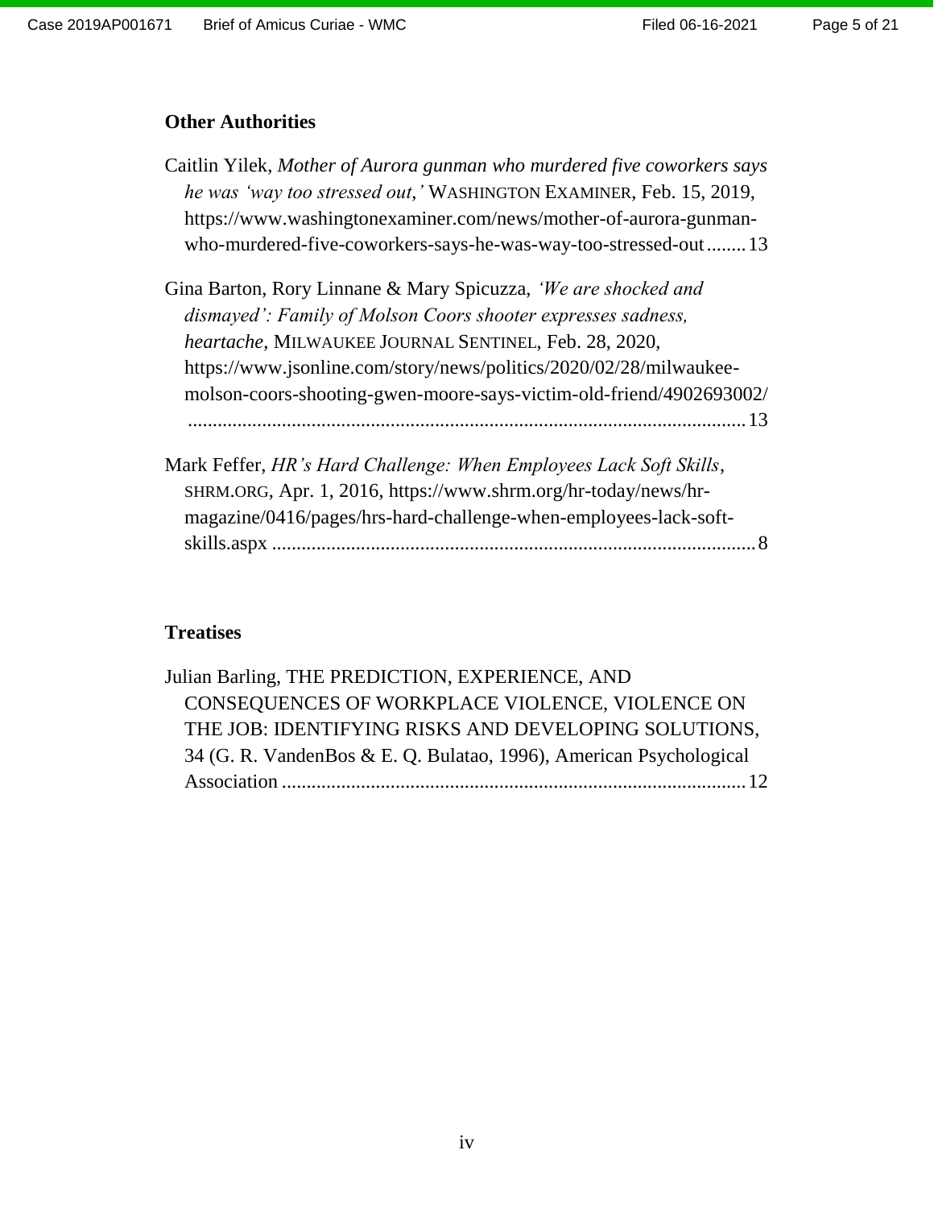**Other Authorities**

Caitlin Yilek, *Mother of Aurora gunman who murdered five coworkers says he was 'way too stressed out,'* WASHINGTON EXAMINER, Feb. 15, 2019, https://www.washingtonexaminer.com/news/mother-of-aurora-gunman-who-murdered-five-coworkers-says-he-was-way-too-stressed-out........13

Gina Barton, Rory Linnane & Mary Spicuzza, *'We are shocked and dismayed': Family of Molson Coors shooter expresses sadness, heartache*, MILWAUKEE JOURNAL SENTINEL, Feb. 28, 2020, https://www.jsonline.com/story/news/politics/2020/02/28/milwaukee-molson-coors-shooting-gwen-moore-says-victim-old-friend/4902693002/ .................................................................................................................13

Mark Feffer, *HR's Hard Challenge: When Employees Lack Soft Skills*, SHRM.ORG, Apr. 1, 2016, https://www.shrm.org/hr-today/news/hr-magazine/0416/pages/hrs-hard-challenge-when-employees-lack-soft-skills.aspx ..................................................................................................8

**Treatises**

Julian Barling, THE PREDICTION, EXPERIENCE, AND CONSEQUENCES OF WORKPLACE VIOLENCE, VIOLENCE ON THE JOB: IDENTIFYING RISKS AND DEVELOPING SOLUTIONS, 34 (G. R. VandenBos & E. Q. Bulatao, 1996), American Psychological Association ..............................................................................................12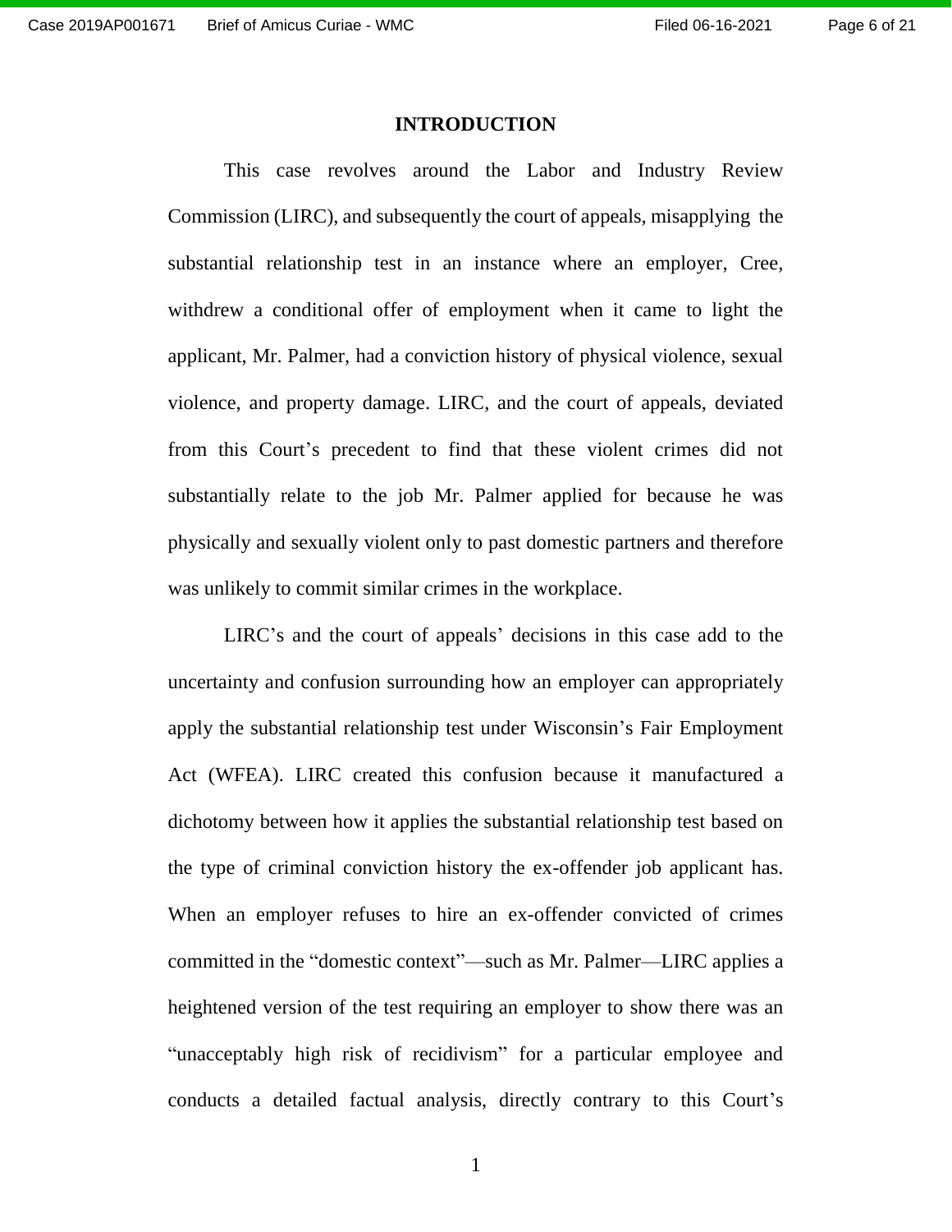## INTRODUCTION

This case revolves around the Labor and Industry Review Commission (LIRC), and subsequently the court of appeals, misapplying the substantial relationship test in an instance where an employer, Cree, withdrew a conditional offer of employment when it came to light the applicant, Mr. Palmer, had a conviction history of physical violence, sexual violence, and property damage. LIRC, and the court of appeals, deviated from this Court's precedent to find that these violent crimes did not substantially relate to the job Mr. Palmer applied for because he was physically and sexually violent only to past domestic partners and therefore was unlikely to commit similar crimes in the workplace.

LIRC's and the court of appeals' decisions in this case add to the uncertainty and confusion surrounding how an employer can appropriately apply the substantial relationship test under Wisconsin's Fair Employment Act (WFEA). LIRC created this confusion because it manufactured a dichotomy between how it applies the substantial relationship test based on the type of criminal conviction history the ex-offender job applicant has. When an employer refuses to hire an ex-offender convicted of crimes committed in the "domestic context"—such as Mr. Palmer—LIRC applies a heightened version of the test requiring an employer to show there was an "unacceptably high risk of recidivism" for a particular employee and conducts a detailed factual analysis, directly contrary to this Court's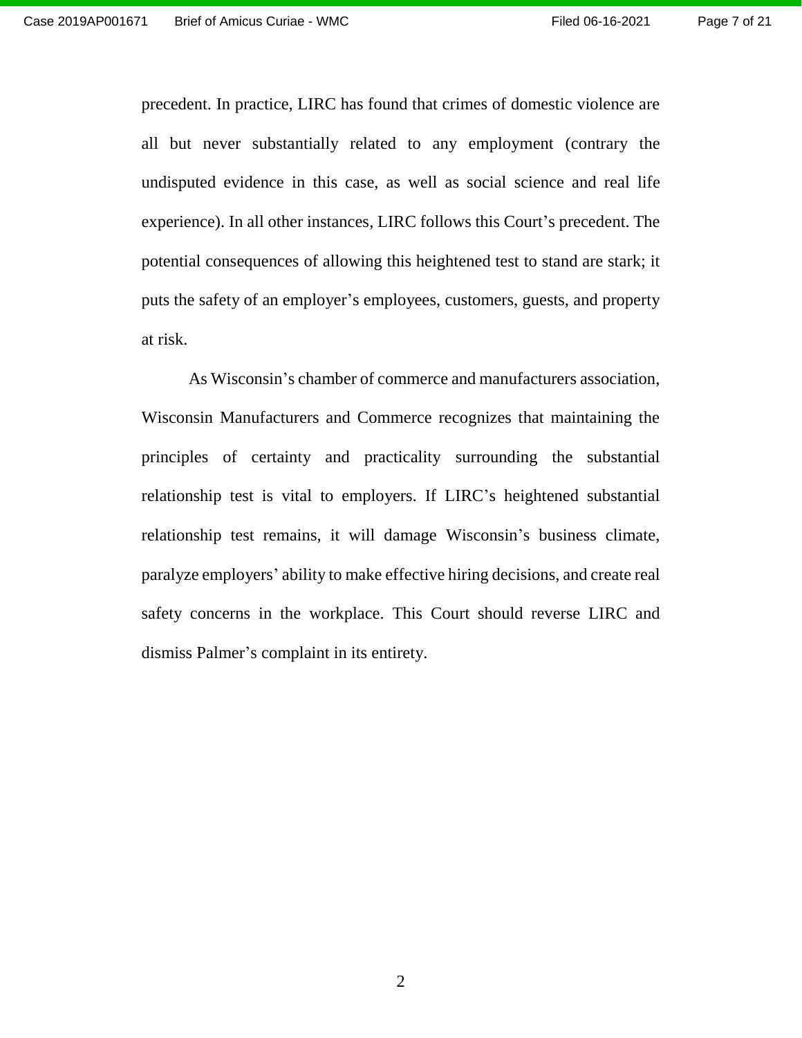precedent. In practice, LIRC has found that crimes of domestic violence are all but never substantially related to any employment (contrary the undisputed evidence in this case, as well as social science and real life experience). In all other instances, LIRC follows this Court's precedent. The potential consequences of allowing this heightened test to stand are stark; it puts the safety of an employer's employees, customers, guests, and property at risk.

As Wisconsin's chamber of commerce and manufacturers association, Wisconsin Manufacturers and Commerce recognizes that maintaining the principles of certainty and practicality surrounding the substantial relationship test is vital to employers. If LIRC's heightened substantial relationship test remains, it will damage Wisconsin's business climate, paralyze employers' ability to make effective hiring decisions, and create real safety concerns in the workplace. This Court should reverse LIRC and dismiss Palmer's complaint in its entirety.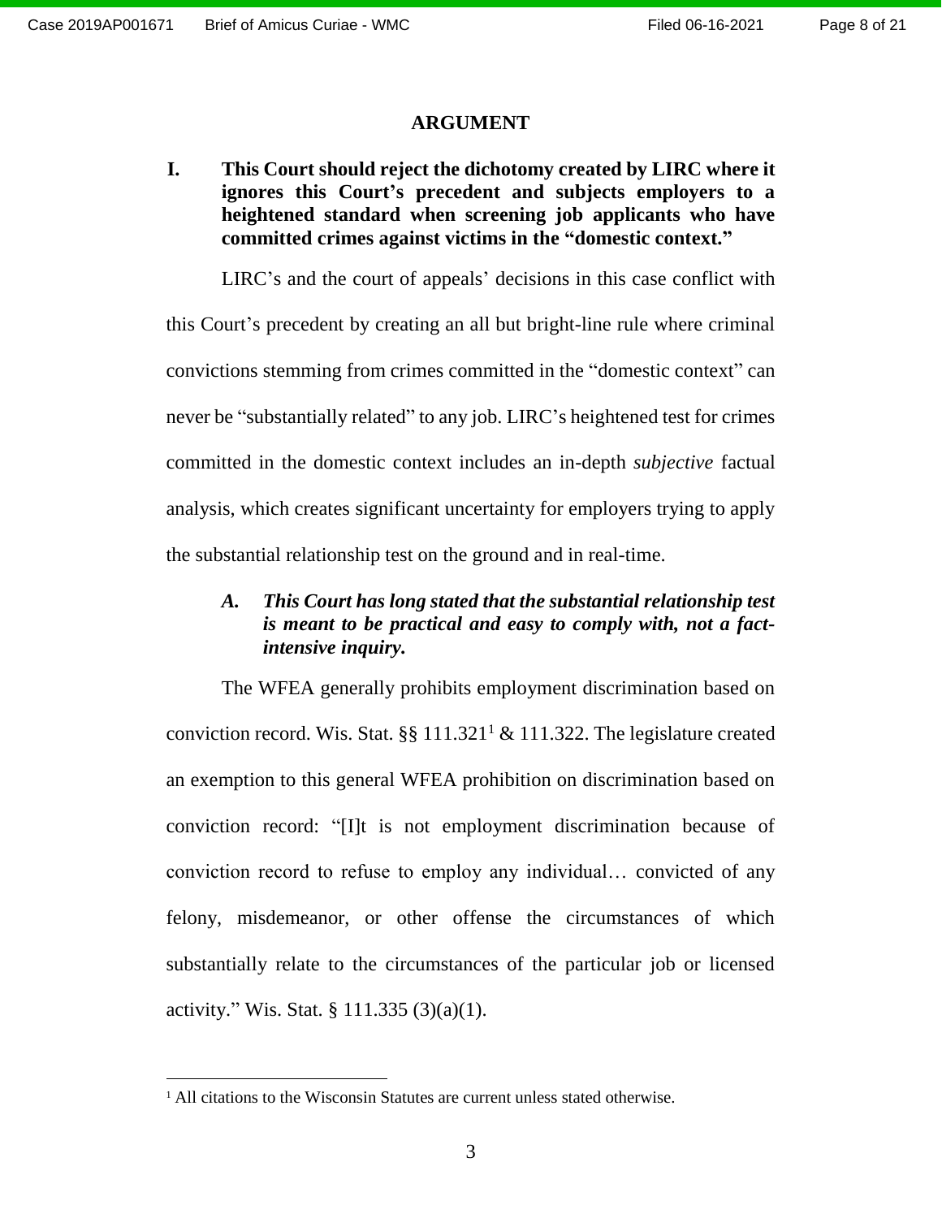## ARGUMENT

### I. This Court should reject the dichotomy created by LIRC where it ignores this Court's precedent and subjects employers to a heightened standard when screening job applicants who have committed crimes against victims in the "domestic context."

LIRC's and the court of appeals' decisions in this case conflict with this Court's precedent by creating an all but bright-line rule where criminal convictions stemming from crimes committed in the "domestic context" can never be "substantially related" to any job. LIRC's heightened test for crimes committed in the domestic context includes an in-depth *subjective* factual analysis, which creates significant uncertainty for employers trying to apply the substantial relationship test on the ground and in real-time.

#### *A. This Court has long stated that the substantial relationship test is meant to be practical and easy to comply with, not a fact-intensive inquiry.*

The WFEA generally prohibits employment discrimination based on conviction record. Wis. Stat. §§ 111.321[1] & 111.322. The legislature created an exemption to this general WFEA prohibition on discrimination based on conviction record: "[I]t is not employment discrimination because of conviction record to refuse to employ any individual… convicted of any felony, misdemeanor, or other offense the circumstances of which substantially relate to the circumstances of the particular job or licensed activity." Wis. Stat. § 111.335 (3)(a)(1).

[1] All citations to the Wisconsin Statutes are current unless stated otherwise.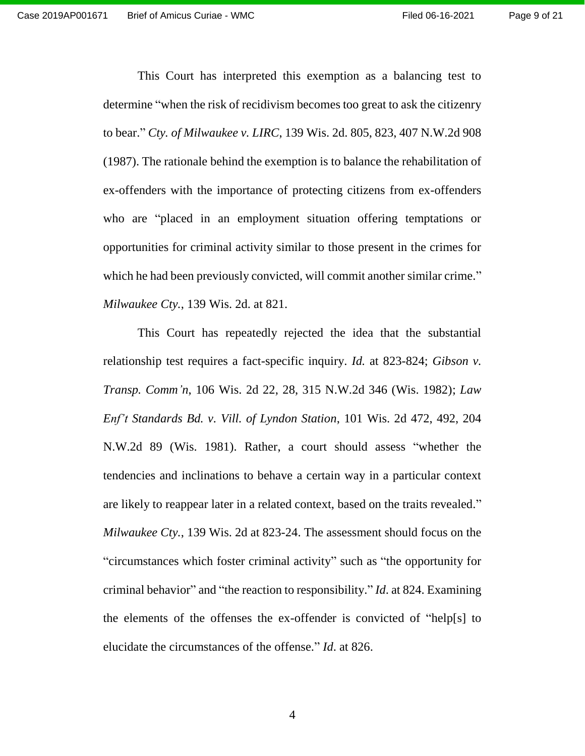This Court has interpreted this exemption as a balancing test to determine "when the risk of recidivism becomes too great to ask the citizenry to bear." *Cty. of Milwaukee v. LIRC*, 139 Wis. 2d. 805, 823, 407 N.W.2d 908 (1987). The rationale behind the exemption is to balance the rehabilitation of ex-offenders with the importance of protecting citizens from ex-offenders who are "placed in an employment situation offering temptations or opportunities for criminal activity similar to those present in the crimes for which he had been previously convicted, will commit another similar crime." *Milwaukee Cty.*, 139 Wis. 2d. at 821.

This Court has repeatedly rejected the idea that the substantial relationship test requires a fact-specific inquiry. *Id.* at 823-824; *Gibson v. Transp. Comm'n*, 106 Wis. 2d 22, 28, 315 N.W.2d 346 (Wis. 1982); *Law Enf't Standards Bd. v. Vill. of Lyndon Station*, 101 Wis. 2d 472, 492, 204 N.W.2d 89 (Wis. 1981). Rather, a court should assess "whether the tendencies and inclinations to behave a certain way in a particular context are likely to reappear later in a related context, based on the traits revealed." *Milwaukee Cty.*, 139 Wis. 2d at 823-24. The assessment should focus on the "circumstances which foster criminal activity" such as "the opportunity for criminal behavior" and "the reaction to responsibility." *Id*. at 824. Examining the elements of the offenses the ex-offender is convicted of "help[s] to elucidate the circumstances of the offense." *Id*. at 826.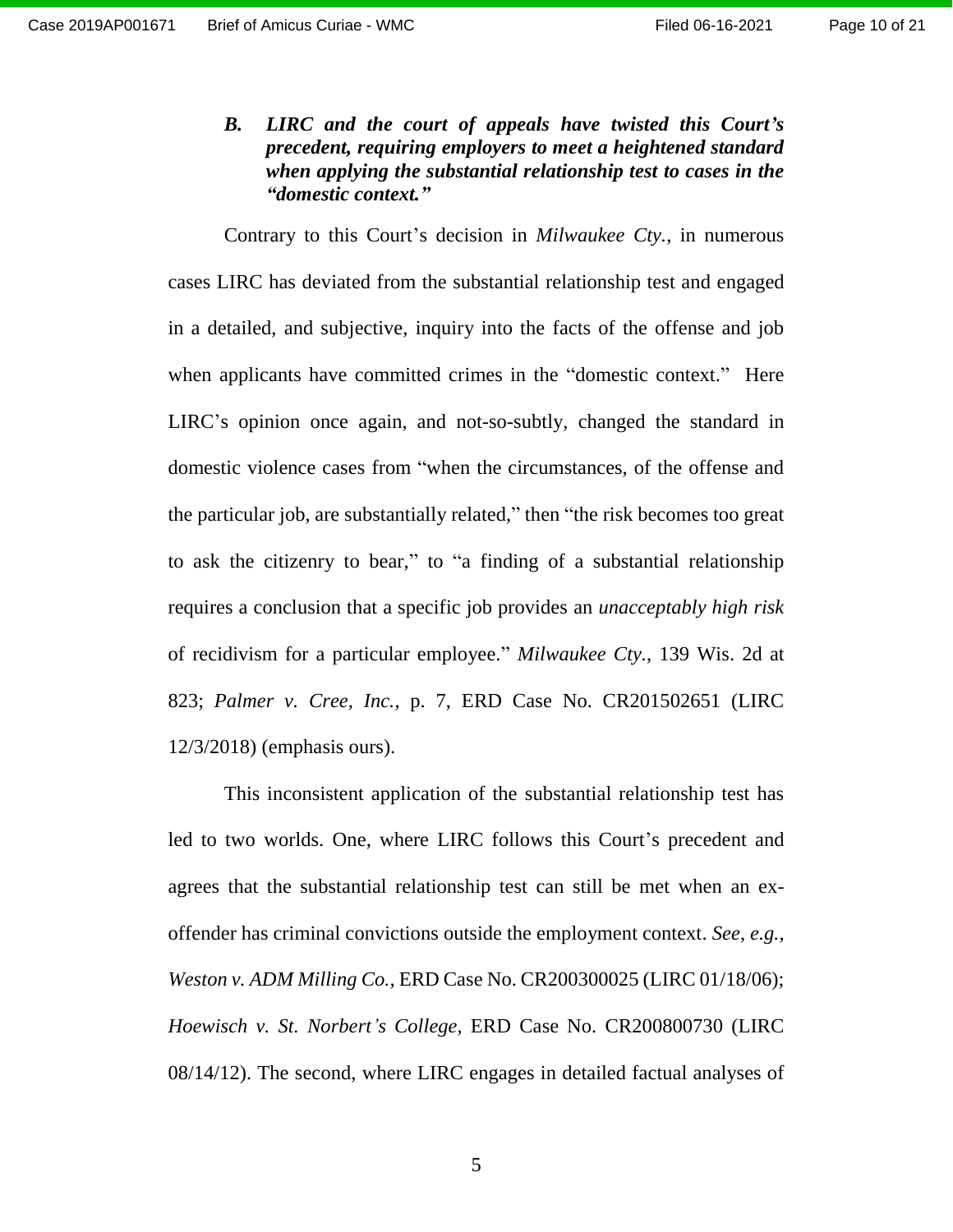### *B. LIRC and the court of appeals have twisted this Court's precedent, requiring employers to meet a heightened standard when applying the substantial relationship test to cases in the "domestic context."*

Contrary to this Court's decision in *Milwaukee Cty.*, in numerous cases LIRC has deviated from the substantial relationship test and engaged in a detailed, and subjective, inquiry into the facts of the offense and job when applicants have committed crimes in the "domestic context." Here LIRC's opinion once again, and not-so-subtly, changed the standard in domestic violence cases from "when the circumstances, of the offense and the particular job, are substantially related," then "the risk becomes too great to ask the citizenry to bear," to "a finding of a substantial relationship requires a conclusion that a specific job provides an *unacceptably high risk* of recidivism for a particular employee." *Milwaukee Cty.*, 139 Wis. 2d at 823; *Palmer v. Cree, Inc.*, p. 7, ERD Case No. CR201502651 (LIRC 12/3/2018) (emphasis ours).

This inconsistent application of the substantial relationship test has led to two worlds. One, where LIRC follows this Court's precedent and agrees that the substantial relationship test can still be met when an ex-offender has criminal convictions outside the employment context. *See, e.g.*, *Weston v. ADM Milling Co.*, ERD Case No. CR200300025 (LIRC 01/18/06); *Hoewisch v. St. Norbert's College*, ERD Case No. CR200800730 (LIRC 08/14/12). The second, where LIRC engages in detailed factual analyses of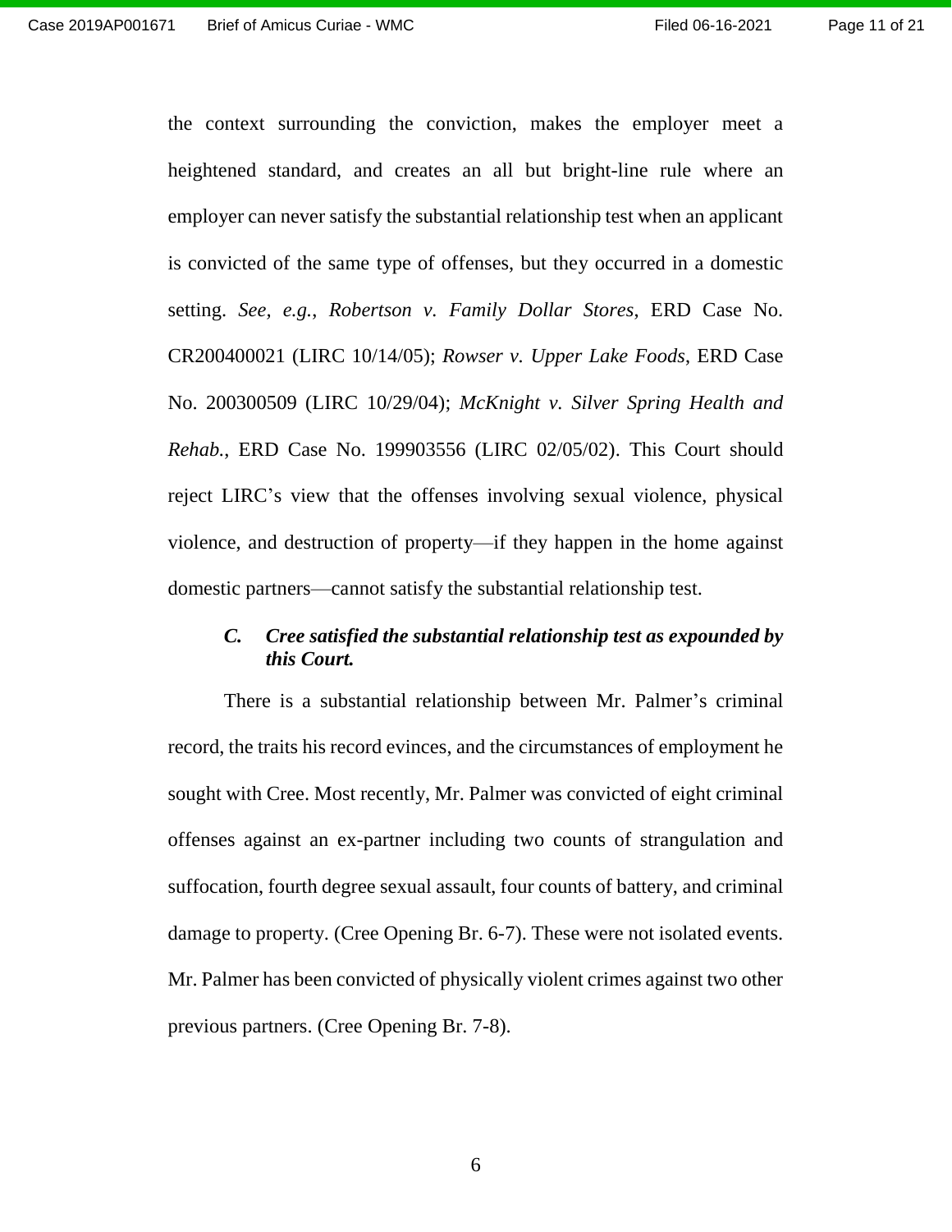the context surrounding the conviction, makes the employer meet a heightened standard, and creates an all but bright-line rule where an employer can never satisfy the substantial relationship test when an applicant is convicted of the same type of offenses, but they occurred in a domestic setting. *See, e.g.*, *Robertson v. Family Dollar Stores*, ERD Case No. CR200400021 (LIRC 10/14/05); *Rowser v. Upper Lake Foods*, ERD Case No. 200300509 (LIRC 10/29/04); *McKnight v. Silver Spring Health and Rehab.*, ERD Case No. 199903556 (LIRC 02/05/02). This Court should reject LIRC's view that the offenses involving sexual violence, physical violence, and destruction of property—if they happen in the home against domestic partners—cannot satisfy the substantial relationship test.

### ***C. Cree satisfied the substantial relationship test as expounded by this Court.***

There is a substantial relationship between Mr. Palmer's criminal record, the traits his record evinces, and the circumstances of employment he sought with Cree. Most recently, Mr. Palmer was convicted of eight criminal offenses against an ex-partner including two counts of strangulation and suffocation, fourth degree sexual assault, four counts of battery, and criminal damage to property. (Cree Opening Br. 6-7). These were not isolated events. Mr. Palmer has been convicted of physically violent crimes against two other previous partners. (Cree Opening Br. 7-8).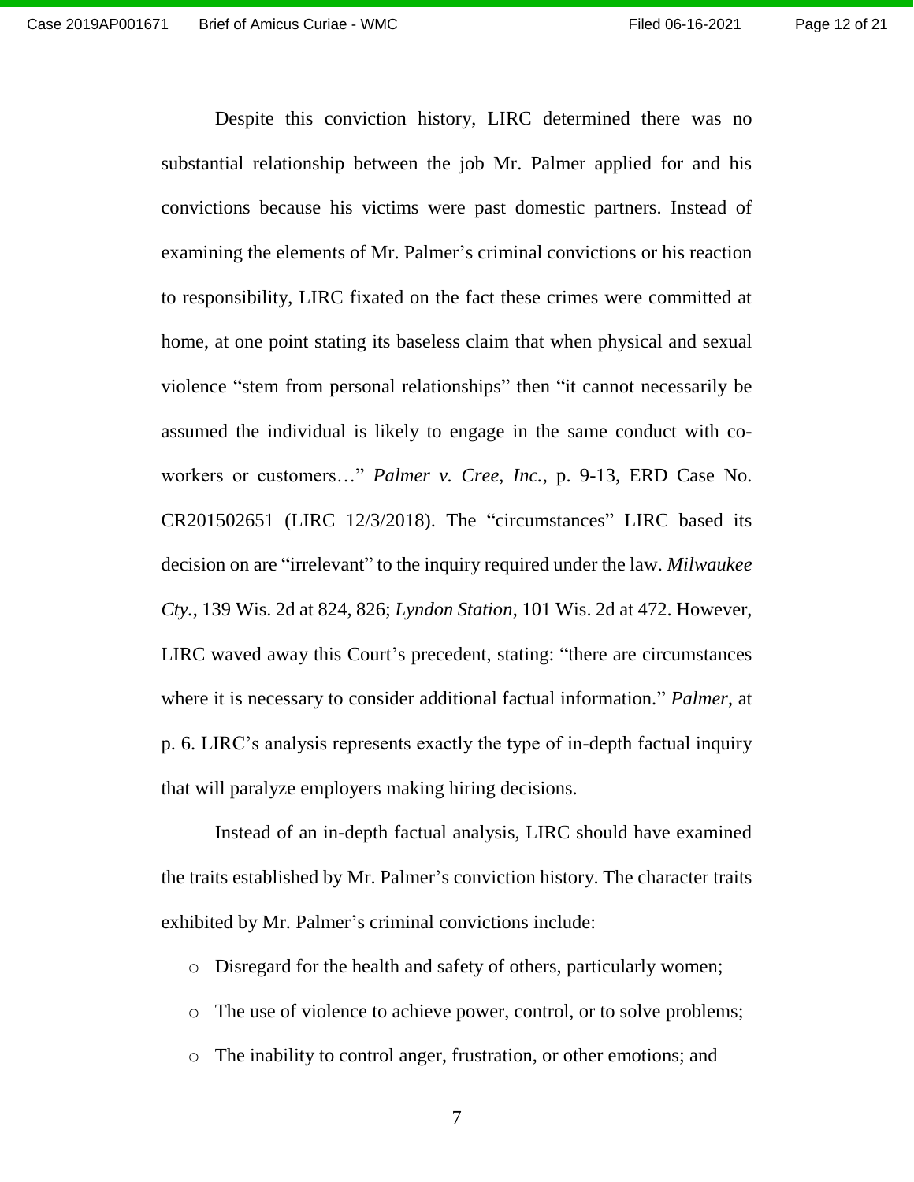Despite this conviction history, LIRC determined there was no substantial relationship between the job Mr. Palmer applied for and his convictions because his victims were past domestic partners. Instead of examining the elements of Mr. Palmer's criminal convictions or his reaction to responsibility, LIRC fixated on the fact these crimes were committed at home, at one point stating its baseless claim that when physical and sexual violence "stem from personal relationships" then "it cannot necessarily be assumed the individual is likely to engage in the same conduct with co-workers or customers…" *Palmer v. Cree, Inc.*, p. 9-13, ERD Case No. CR201502651 (LIRC 12/3/2018). The "circumstances" LIRC based its decision on are "irrelevant" to the inquiry required under the law. *Milwaukee Cty.*, 139 Wis. 2d at 824, 826; *Lyndon Station*, 101 Wis. 2d at 472. However, LIRC waved away this Court's precedent, stating: "there are circumstances where it is necessary to consider additional factual information." *Palmer*, at p. 6. LIRC's analysis represents exactly the type of in-depth factual inquiry that will paralyze employers making hiring decisions.

Instead of an in-depth factual analysis, LIRC should have examined the traits established by Mr. Palmer's conviction history. The character traits exhibited by Mr. Palmer's criminal convictions include:

- Disregard for the health and safety of others, particularly women;
- The use of violence to achieve power, control, or to solve problems;
- The inability to control anger, frustration, or other emotions; and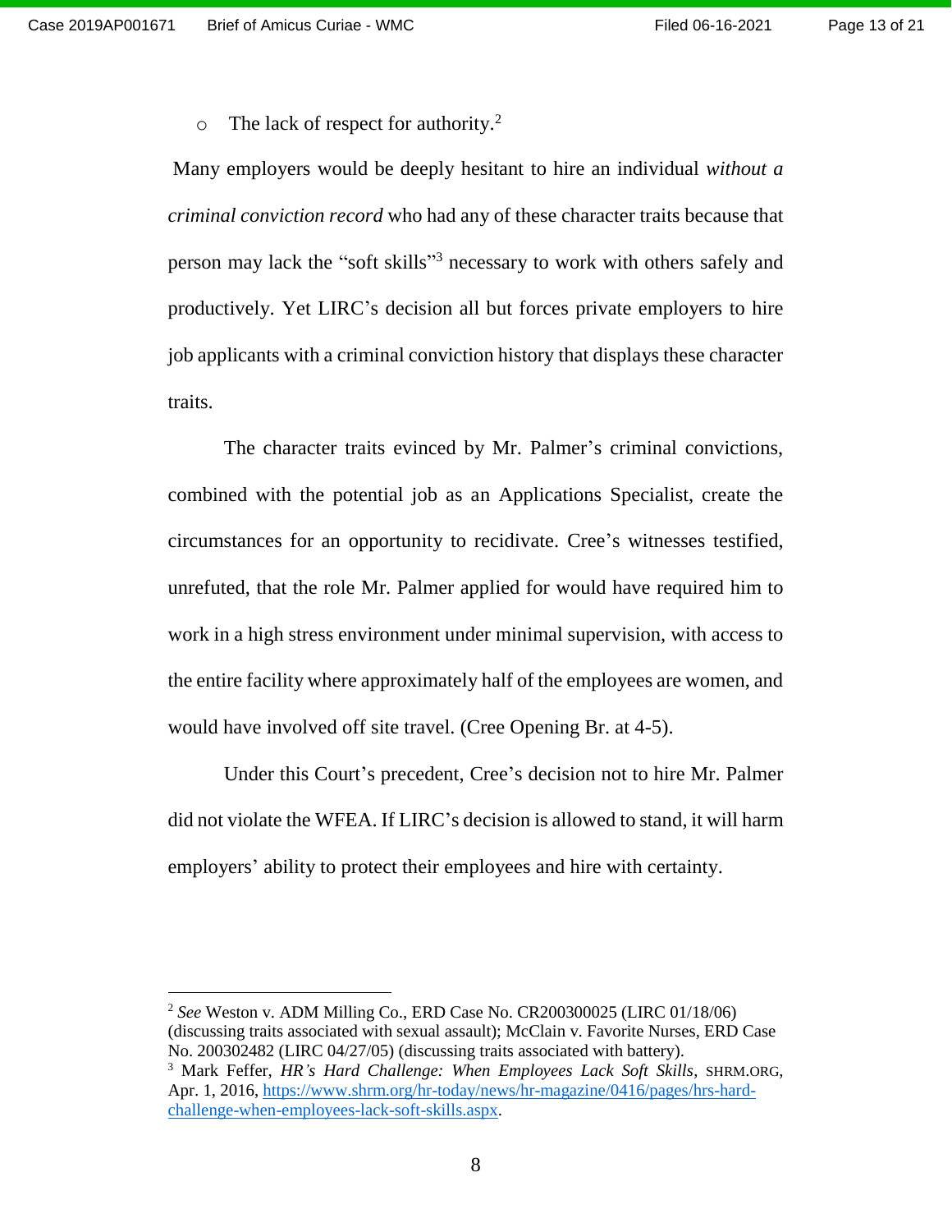- The lack of respect for authority.[2]

Many employers would be deeply hesitant to hire an individual *without a criminal conviction record* who had any of these character traits because that person may lack the "soft skills"[3] necessary to work with others safely and productively. Yet LIRC's decision all but forces private employers to hire job applicants with a criminal conviction history that displays these character traits.

The character traits evinced by Mr. Palmer's criminal convictions, combined with the potential job as an Applications Specialist, create the circumstances for an opportunity to recidivate. Cree's witnesses testified, unrefuted, that the role Mr. Palmer applied for would have required him to work in a high stress environment under minimal supervision, with access to the entire facility where approximately half of the employees are women, and would have involved off site travel. (Cree Opening Br. at 4-5).

Under this Court's precedent, Cree's decision not to hire Mr. Palmer did not violate the WFEA. If LIRC's decision is allowed to stand, it will harm employers' ability to protect their employees and hire with certainty.

---

[2] *See* Weston v. ADM Milling Co., ERD Case No. CR200300025 (LIRC 01/18/06) (discussing traits associated with sexual assault); McClain v. Favorite Nurses, ERD Case No. 200302482 (LIRC 04/27/05) (discussing traits associated with battery).

[3] Mark Feffer, *HR's Hard Challenge: When Employees Lack Soft Skills*, SHRM.ORG, Apr. 1, 2016, https://www.shrm.org/hr-today/news/hr-magazine/0416/pages/hrs-hard-challenge-when-employees-lack-soft-skills.aspx.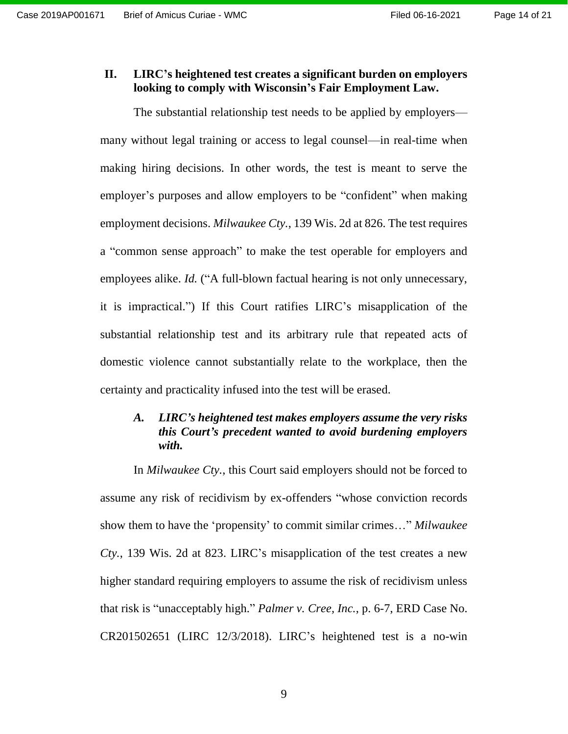## II. LIRC's heightened test creates a significant burden on employers looking to comply with Wisconsin's Fair Employment Law.

The substantial relationship test needs to be applied by employers—many without legal training or access to legal counsel—in real-time when making hiring decisions. In other words, the test is meant to serve the employer's purposes and allow employers to be "confident" when making employment decisions. *Milwaukee Cty.*, 139 Wis. 2d at 826. The test requires a "common sense approach" to make the test operable for employers and employees alike. *Id.* ("A full-blown factual hearing is not only unnecessary, it is impractical.") If this Court ratifies LIRC's misapplication of the substantial relationship test and its arbitrary rule that repeated acts of domestic violence cannot substantially relate to the workplace, then the certainty and practicality infused into the test will be erased.

### *A. LIRC's heightened test makes employers assume the very risks this Court's precedent wanted to avoid burdening employers with.*

In *Milwaukee Cty.*, this Court said employers should not be forced to assume any risk of recidivism by ex-offenders "whose conviction records show them to have the 'propensity' to commit similar crimes…" *Milwaukee Cty.*, 139 Wis. 2d at 823. LIRC's misapplication of the test creates a new higher standard requiring employers to assume the risk of recidivism unless that risk is "unacceptably high." *Palmer v. Cree, Inc.*, p. 6-7, ERD Case No. CR201502651 (LIRC 12/3/2018). LIRC's heightened test is a no-win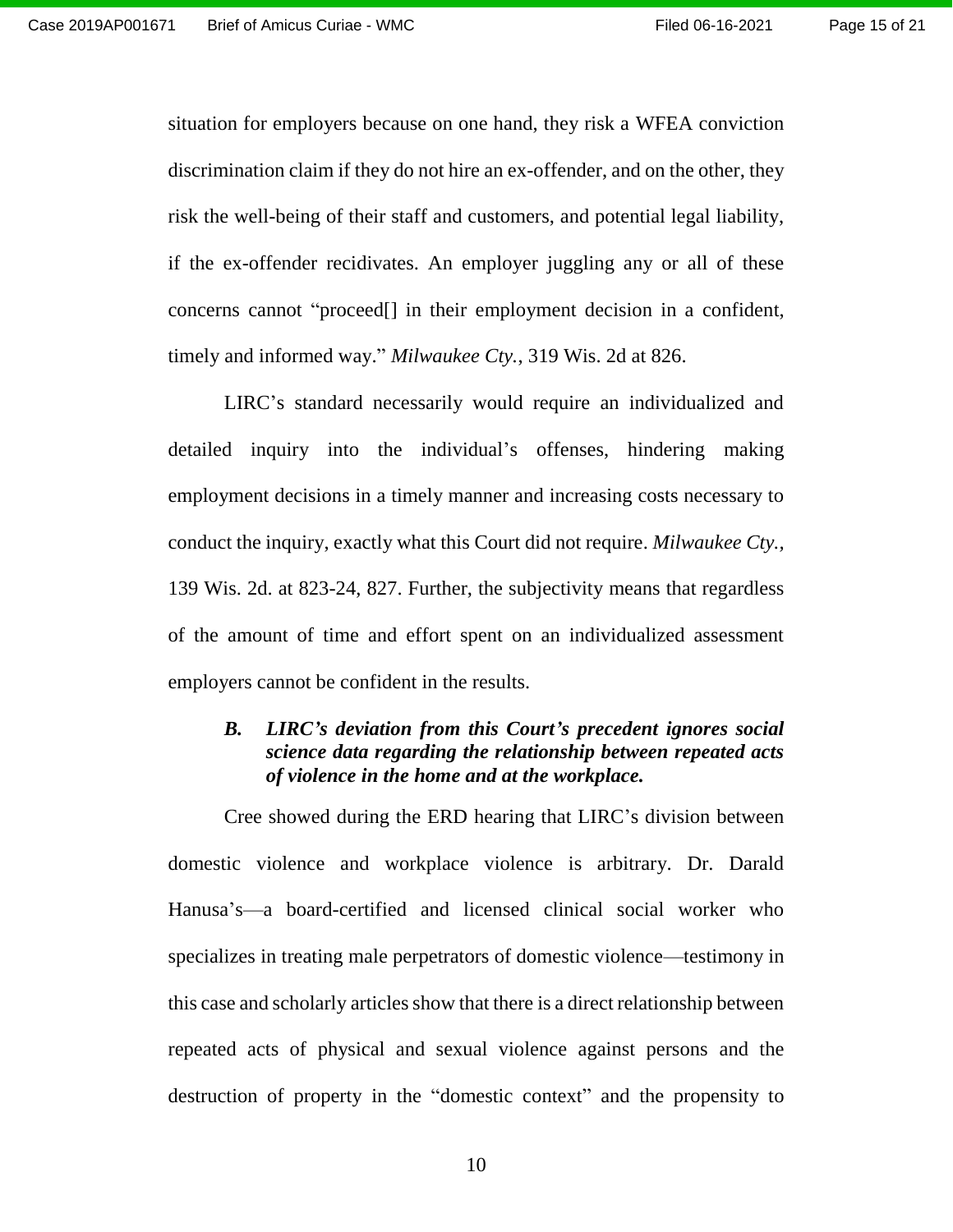situation for employers because on one hand, they risk a WFEA conviction discrimination claim if they do not hire an ex-offender, and on the other, they risk the well-being of their staff and customers, and potential legal liability, if the ex-offender recidivates. An employer juggling any or all of these concerns cannot "proceed[] in their employment decision in a confident, timely and informed way." *Milwaukee Cty.*, 319 Wis. 2d at 826.

LIRC's standard necessarily would require an individualized and detailed inquiry into the individual's offenses, hindering making employment decisions in a timely manner and increasing costs necessary to conduct the inquiry, exactly what this Court did not require. *Milwaukee Cty.*, 139 Wis. 2d. at 823-24, 827. Further, the subjectivity means that regardless of the amount of time and effort spent on an individualized assessment employers cannot be confident in the results.

### *B. LIRC's deviation from this Court's precedent ignores social science data regarding the relationship between repeated acts of violence in the home and at the workplace.*

Cree showed during the ERD hearing that LIRC's division between domestic violence and workplace violence is arbitrary. Dr. Darald Hanusa's—a board-certified and licensed clinical social worker who specializes in treating male perpetrators of domestic violence—testimony in this case and scholarly articles show that there is a direct relationship between repeated acts of physical and sexual violence against persons and the destruction of property in the "domestic context" and the propensity to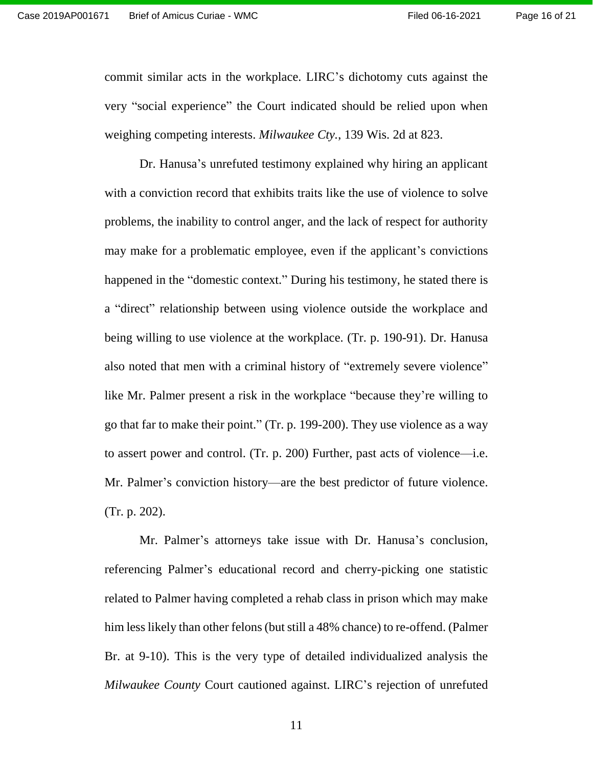commit similar acts in the workplace. LIRC's dichotomy cuts against the very "social experience" the Court indicated should be relied upon when weighing competing interests. *Milwaukee Cty.*, 139 Wis. 2d at 823.

Dr. Hanusa's unrefuted testimony explained why hiring an applicant with a conviction record that exhibits traits like the use of violence to solve problems, the inability to control anger, and the lack of respect for authority may make for a problematic employee, even if the applicant's convictions happened in the "domestic context." During his testimony, he stated there is a "direct" relationship between using violence outside the workplace and being willing to use violence at the workplace. (Tr. p. 190-91). Dr. Hanusa also noted that men with a criminal history of "extremely severe violence" like Mr. Palmer present a risk in the workplace "because they're willing to go that far to make their point." (Tr. p. 199-200). They use violence as a way to assert power and control. (Tr. p. 200) Further, past acts of violence—i.e. Mr. Palmer's conviction history—are the best predictor of future violence. (Tr. p. 202).

Mr. Palmer's attorneys take issue with Dr. Hanusa's conclusion, referencing Palmer's educational record and cherry-picking one statistic related to Palmer having completed a rehab class in prison which may make him less likely than other felons (but still a 48% chance) to re-offend. (Palmer Br. at 9-10). This is the very type of detailed individualized analysis the *Milwaukee County* Court cautioned against. LIRC's rejection of unrefuted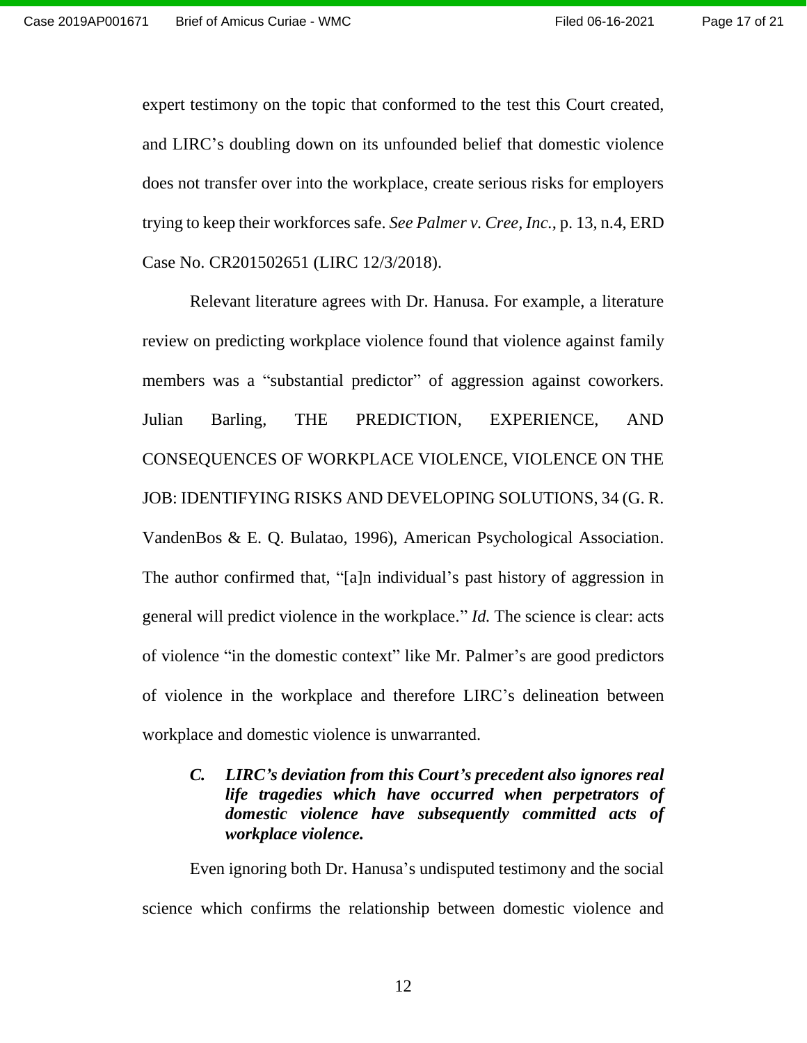expert testimony on the topic that conformed to the test this Court created, and LIRC's doubling down on its unfounded belief that domestic violence does not transfer over into the workplace, create serious risks for employers trying to keep their workforces safe. *See Palmer v. Cree, Inc.*, p. 13, n.4, ERD Case No. CR201502651 (LIRC 12/3/2018).

Relevant literature agrees with Dr. Hanusa. For example, a literature review on predicting workplace violence found that violence against family members was a "substantial predictor" of aggression against coworkers. Julian Barling, THE PREDICTION, EXPERIENCE, AND CONSEQUENCES OF WORKPLACE VIOLENCE, VIOLENCE ON THE JOB: IDENTIFYING RISKS AND DEVELOPING SOLUTIONS, 34 (G. R. VandenBos & E. Q. Bulatao, 1996), American Psychological Association. The author confirmed that, "[a]n individual's past history of aggression in general will predict violence in the workplace." *Id.* The science is clear: acts of violence "in the domestic context" like Mr. Palmer's are good predictors of violence in the workplace and therefore LIRC's delineation between workplace and domestic violence is unwarranted.

### *C. LIRC's deviation from this Court's precedent also ignores real life tragedies which have occurred when perpetrators of domestic violence have subsequently committed acts of workplace violence.*

Even ignoring both Dr. Hanusa's undisputed testimony and the social science which confirms the relationship between domestic violence and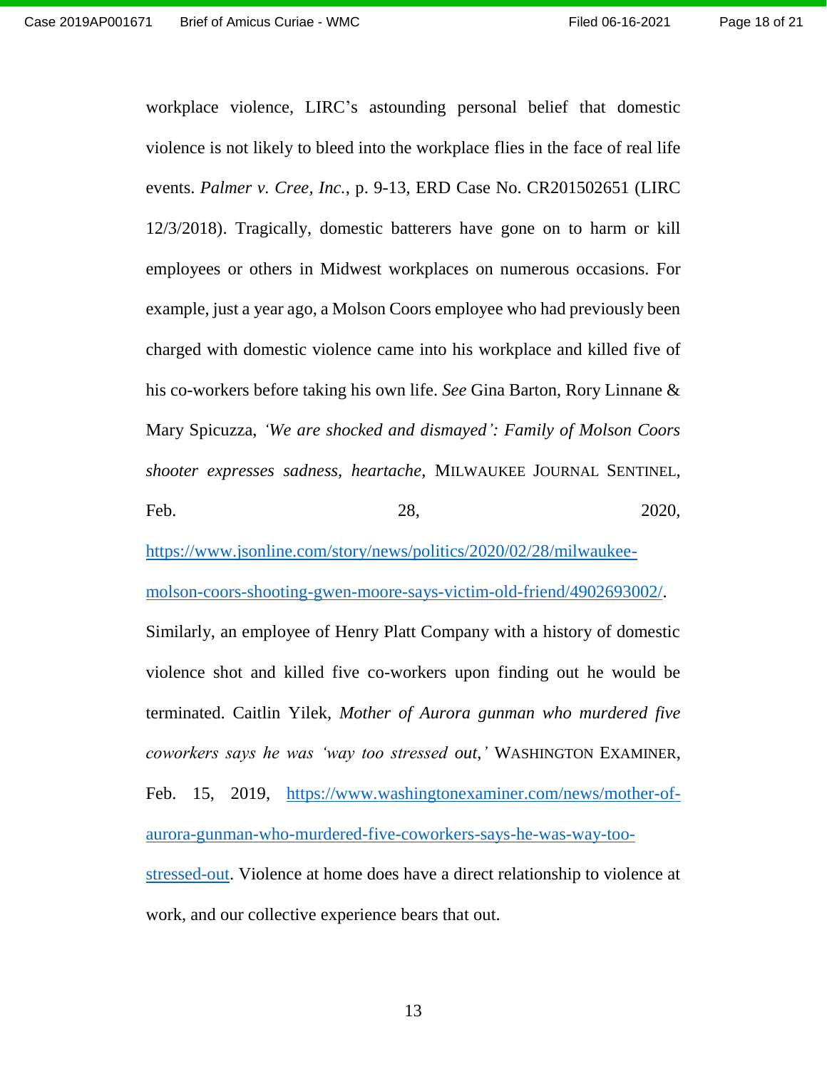workplace violence, LIRC's astounding personal belief that domestic violence is not likely to bleed into the workplace flies in the face of real life events. *Palmer v. Cree, Inc.*, p. 9-13, ERD Case No. CR201502651 (LIRC 12/3/2018). Tragically, domestic batterers have gone on to harm or kill employees or others in Midwest workplaces on numerous occasions. For example, just a year ago, a Molson Coors employee who had previously been charged with domestic violence came into his workplace and killed five of his co-workers before taking his own life. *See* Gina Barton, Rory Linnane & Mary Spicuzza, *'We are shocked and dismayed': Family of Molson Coors shooter expresses sadness, heartache*, MILWAUKEE JOURNAL SENTINEL, Feb. 28, 2020, https://www.jsonline.com/story/news/politics/2020/02/28/milwaukee-molson-coors-shooting-gwen-moore-says-victim-old-friend/4902693002/. Similarly, an employee of Henry Platt Company with a history of domestic violence shot and killed five co-workers upon finding out he would be terminated. Caitlin Yilek, *Mother of Aurora gunman who murdered five coworkers says he was 'way too stressed out,'* WASHINGTON EXAMINER, Feb. 15, 2019, https://www.washingtonexaminer.com/news/mother-of-aurora-gunman-who-murdered-five-coworkers-says-he-was-way-too-stressed-out. Violence at home does have a direct relationship to violence at work, and our collective experience bears that out.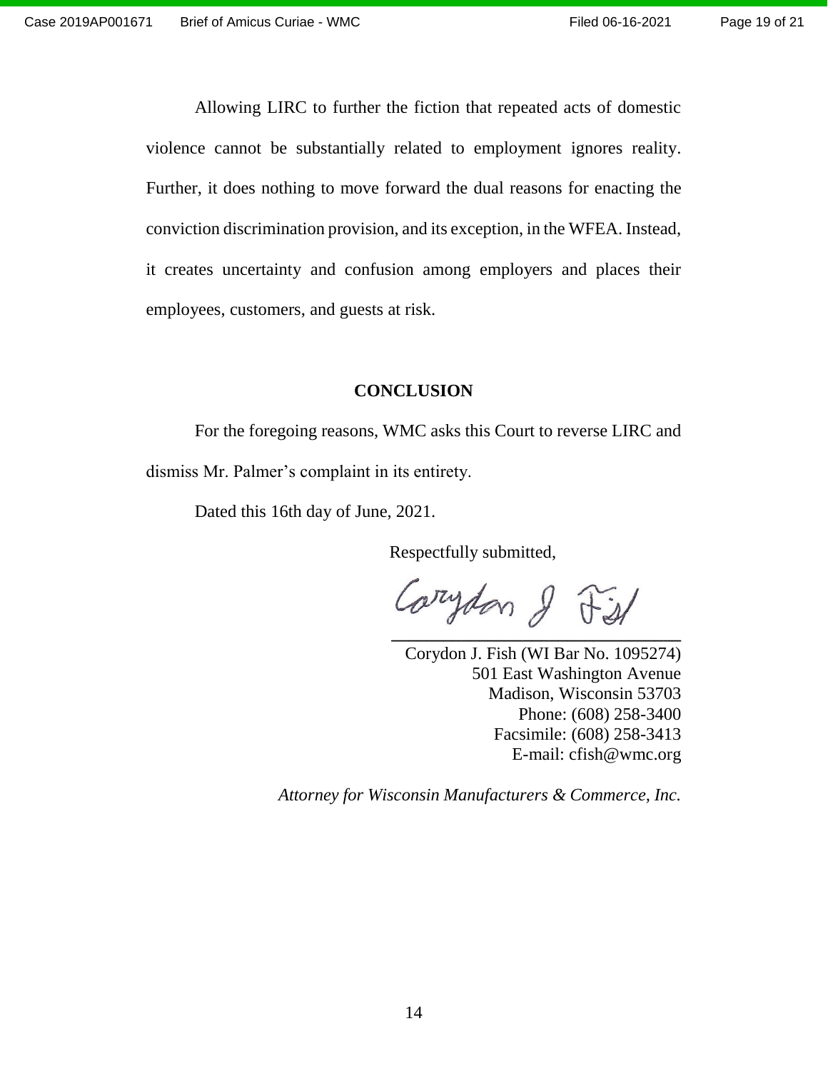Allowing LIRC to further the fiction that repeated acts of domestic violence cannot be substantially related to employment ignores reality. Further, it does nothing to move forward the dual reasons for enacting the conviction discrimination provision, and its exception, in the WFEA. Instead, it creates uncertainty and confusion among employers and places their employees, customers, and guests at risk.

## CONCLUSION

For the foregoing reasons, WMC asks this Court to reverse LIRC and dismiss Mr. Palmer's complaint in its entirety.

Dated this 16th day of June, 2021.

Respectfully submitted,

Corydon J. Fish (WI Bar No. 1095274)
501 East Washington Avenue
Madison, Wisconsin 53703
Phone: (608) 258-3400
Facsimile: (608) 258-3413
E-mail: cfish@wmc.org

*Attorney for Wisconsin Manufacturers & Commerce, Inc.*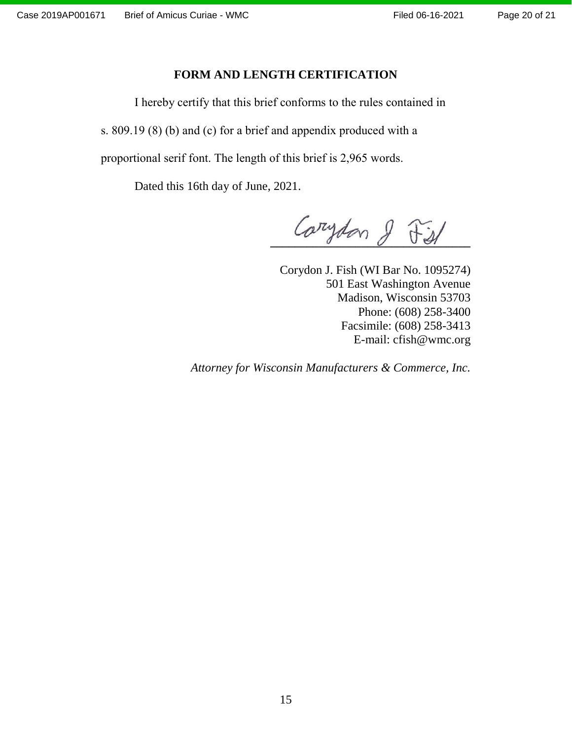## FORM AND LENGTH CERTIFICATION

I hereby certify that this brief conforms to the rules contained in s. 809.19 (8) (b) and (c) for a brief and appendix produced with a proportional serif font. The length of this brief is 2,965 words.

Dated this 16th day of June, 2021.

Corydon J. Fish (WI Bar No. 1095274)
501 East Washington Avenue
Madison, Wisconsin 53703
Phone: (608) 258-3400
Facsimile: (608) 258-3413
E-mail: cfish@wmc.org

*Attorney for Wisconsin Manufacturers & Commerce, Inc.*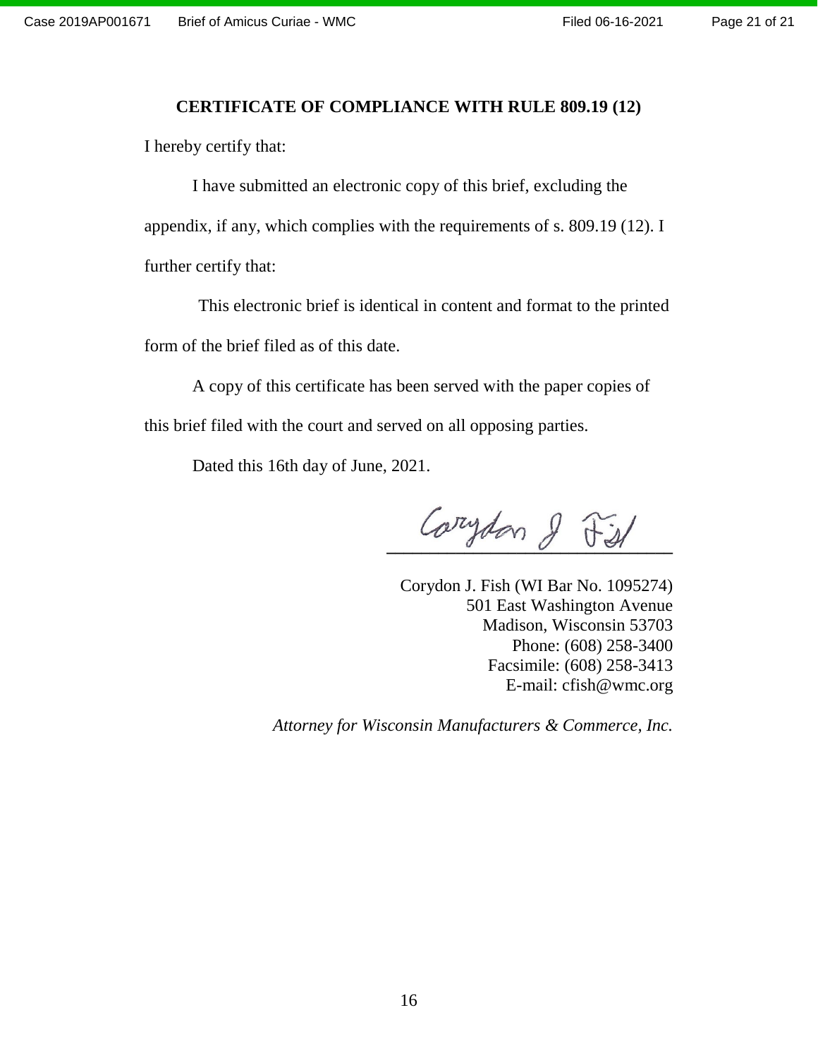## CERTIFICATE OF COMPLIANCE WITH RULE 809.19 (12)

I hereby certify that:

I have submitted an electronic copy of this brief, excluding the appendix, if any, which complies with the requirements of s. 809.19 (12). I further certify that:

This electronic brief is identical in content and format to the printed form of the brief filed as of this date.

A copy of this certificate has been served with the paper copies of this brief filed with the court and served on all opposing parties.

Dated this 16th day of June, 2021.

Corydon J. Fish (WI Bar No. 1095274)
501 East Washington Avenue
Madison, Wisconsin 53703
Phone: (608) 258-3400
Facsimile: (608) 258-3413
E-mail: cfish@wmc.org

*Attorney for Wisconsin Manufacturers & Commerce, Inc.*